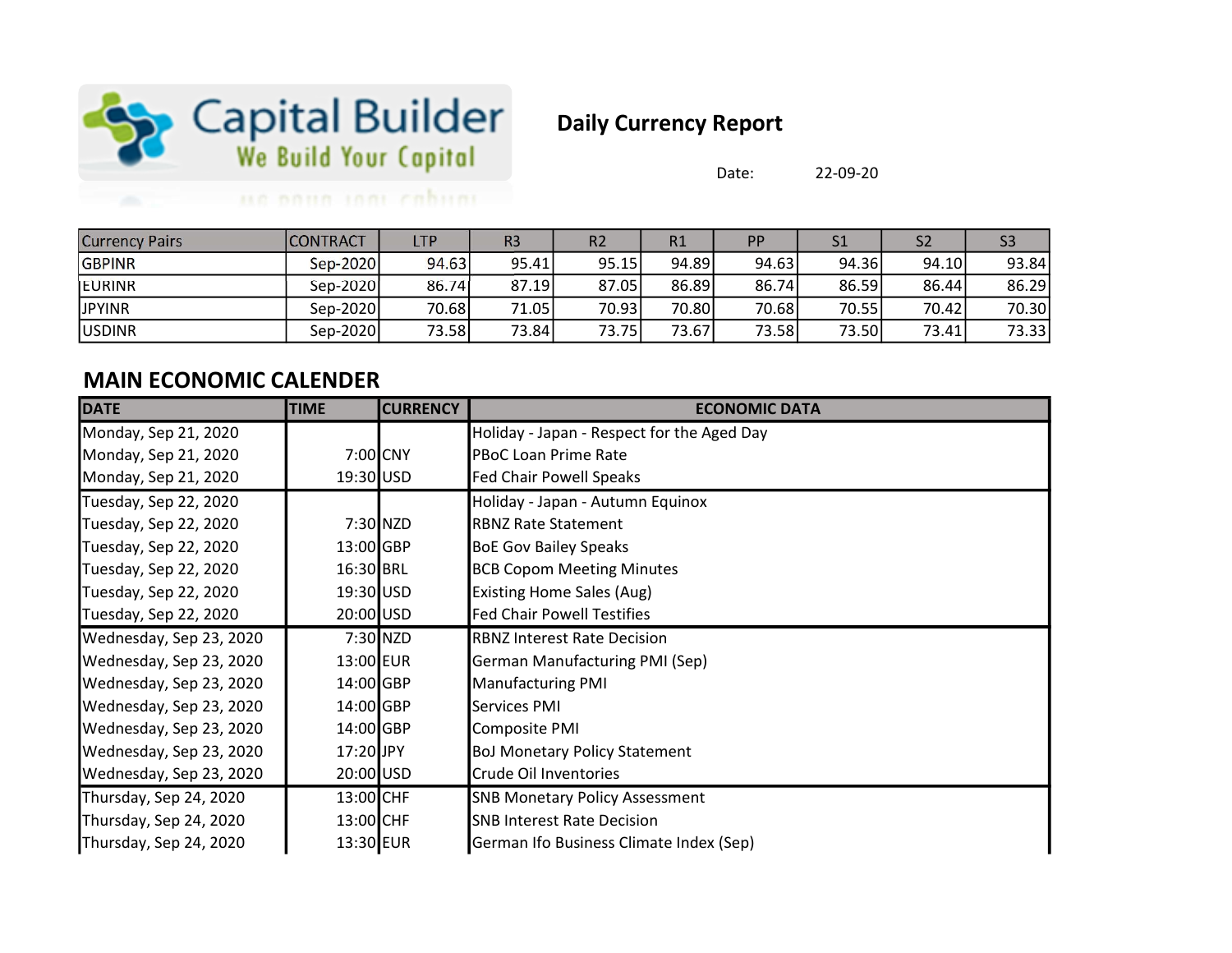Capital Builder
We Build Your Capital

# Daily Currency Report

Date: 22-09-20

| Currency Pairs | CONTRACT | LTP | R3 | R2 | R1 | PP | S1 | S2 | S3 |
|---|---|---|---|---|---|---|---|---|---|
| GBPINR | Sep-2020 | 94.63 | 95.41 | 95.15 | 94.89 | 94.63 | 94.36 | 94.10 | 93.84 |
| EURINR | Sep-2020 | 86.74 | 87.19 | 87.05 | 86.89 | 86.74 | 86.59 | 86.44 | 86.29 |
| JPYINR | Sep-2020 | 70.68 | 71.05 | 70.93 | 70.80 | 70.68 | 70.55 | 70.42 | 70.30 |
| USDINR | Sep-2020 | 73.58 | 73.84 | 73.75 | 73.67 | 73.58 | 73.50 | 73.41 | 73.33 |

## MAIN ECONOMIC CALENDER

| DATE | TIME | CURRENCY | ECONOMIC DATA |
|---|---|---|---|
| Monday, Sep 21, 2020 | | | Holiday - Japan - Respect for the Aged Day |
| Monday, Sep 21, 2020 | 7:00 | CNY | PBoC Loan Prime Rate |
| Monday, Sep 21, 2020 | 19:30 | USD | Fed Chair Powell Speaks |
| Tuesday, Sep 22, 2020 | | | Holiday - Japan - Autumn Equinox |
| Tuesday, Sep 22, 2020 | 7:30 | NZD | RBNZ Rate Statement |
| Tuesday, Sep 22, 2020 | 13:00 | GBP | BoE Gov Bailey Speaks |
| Tuesday, Sep 22, 2020 | 16:30 | BRL | BCB Copom Meeting Minutes |
| Tuesday, Sep 22, 2020 | 19:30 | USD | Existing Home Sales (Aug) |
| Tuesday, Sep 22, 2020 | 20:00 | USD | Fed Chair Powell Testifies |
| Wednesday, Sep 23, 2020 | 7:30 | NZD | RBNZ Interest Rate Decision |
| Wednesday, Sep 23, 2020 | 13:00 | EUR | German Manufacturing PMI (Sep) |
| Wednesday, Sep 23, 2020 | 14:00 | GBP | Manufacturing PMI |
| Wednesday, Sep 23, 2020 | 14:00 | GBP | Services PMI |
| Wednesday, Sep 23, 2020 | 14:00 | GBP | Composite PMI |
| Wednesday, Sep 23, 2020 | 17:20 | JPY | BoJ Monetary Policy Statement |
| Wednesday, Sep 23, 2020 | 20:00 | USD | Crude Oil Inventories |
| Thursday, Sep 24, 2020 | 13:00 | CHF | SNB Monetary Policy Assessment |
| Thursday, Sep 24, 2020 | 13:00 | CHF | SNB Interest Rate Decision |
| Thursday, Sep 24, 2020 | 13:30 | EUR | German Ifo Business Climate Index (Sep) |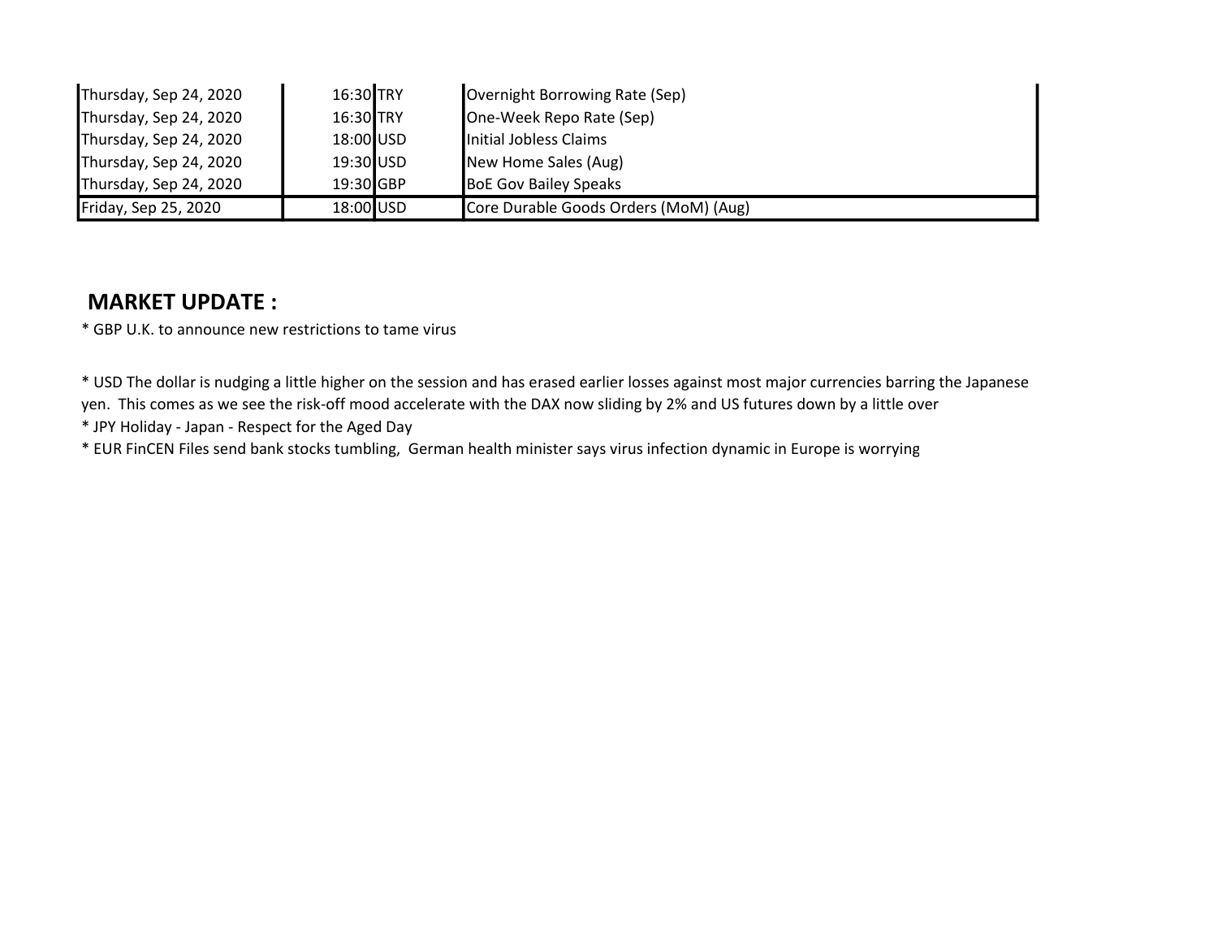| | | | |
|---|---|---|---|
| Thursday, Sep 24, 2020 | 16:30 | TRY | Overnight Borrowing Rate (Sep) |
| Thursday, Sep 24, 2020 | 16:30 | TRY | One-Week Repo Rate (Sep) |
| Thursday, Sep 24, 2020 | 18:00 | USD | Initial Jobless Claims |
| Thursday, Sep 24, 2020 | 19:30 | USD | New Home Sales (Aug) |
| Thursday, Sep 24, 2020 | 19:30 | GBP | BoE Gov Bailey Speaks |
| Friday, Sep 25, 2020 | 18:00 | USD | Core Durable Goods Orders (MoM) (Aug) |

## MARKET UPDATE :

* GBP U.K. to announce new restrictions to tame virus

* USD The dollar is nudging a little higher on the session and has erased earlier losses against most major currencies barring the Japanese yen. This comes as we see the risk-off mood accelerate with the DAX now sliding by 2% and US futures down by a little over
* JPY Holiday - Japan - Respect for the Aged Day
* EUR FinCEN Files send bank stocks tumbling, German health minister says virus infection dynamic in Europe is worrying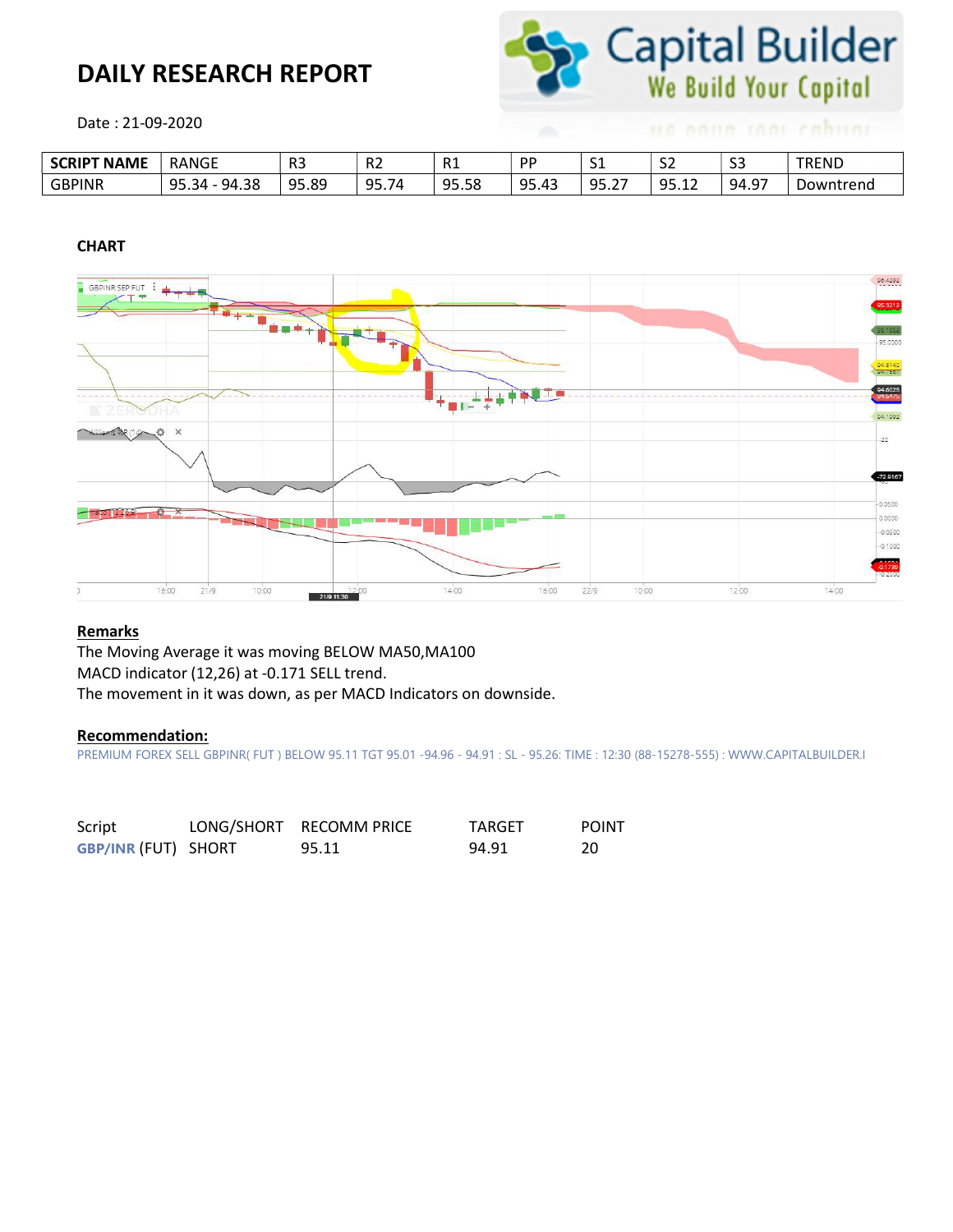# DAILY RESEARCH REPORT

Date : 21-09-2020

| SCRIPT NAME | RANGE | R3 | R2 | R1 | PP | S1 | S2 | S3 | TREND |
|---|---|---|---|---|---|---|---|---|---|
| GBPINR | 95.34 - 94.38 | 95.89 | 95.74 | 95.58 | 95.43 | 95.27 | 95.12 | 94.97 | Downtrend |

**CHART**

**Remarks**

The Moving Average it was moving BELOW MA50,MA100
MACD indicator (12,26) at -0.171 SELL trend.
The movement in it was down, as per MACD Indicators on downside.

**Recommendation:**

PREMIUM FOREX SELL GBPINR( FUT ) BELOW 95.11 TGT 95.01 -94.96 - 94.91 : SL - 95.26: TIME : 12:30 (88-15278-555) : WWW.CAPITALBUILDER.I

| Script | LONG/SHORT | RECOMM PRICE | TARGET | POINT |
|---|---|---|---|---|
| GBP/INR (FUT) | SHORT | 95.11 | 94.91 | 20 |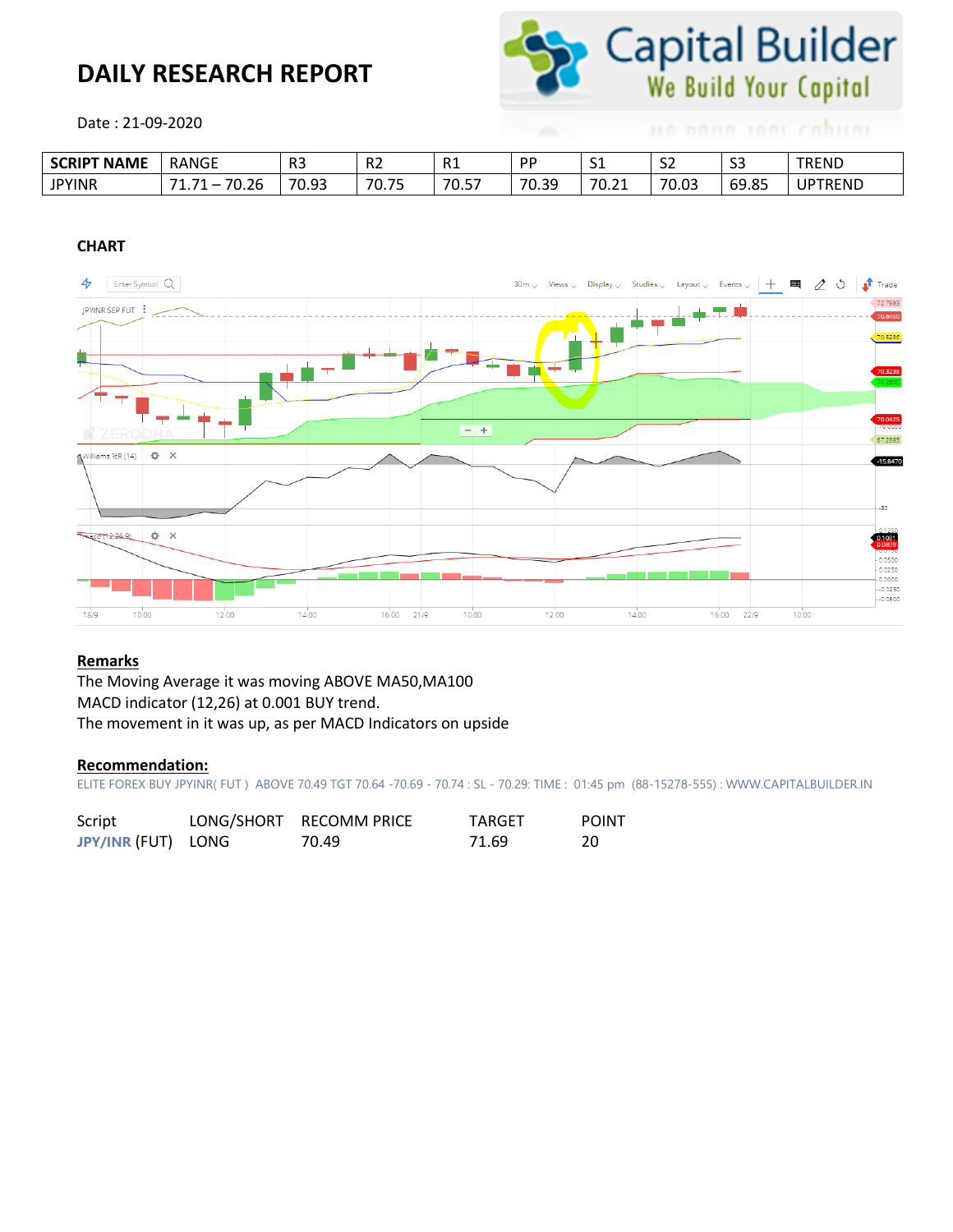# DAILY RESEARCH REPORT

Capital Builder
We Build Your Capital

Date : 21-09-2020

| SCRIPT NAME | RANGE | R3 | R2 | R1 | PP | S1 | S2 | S3 | TREND |
|---|---|---|---|---|---|---|---|---|---|
| JPYINR | 71.71 – 70.26 | 70.93 | 70.75 | 70.57 | 70.39 | 70.21 | 70.03 | 69.85 | UPTREND |

## CHART

Enter Symbol
30m Views Display Studies Layout Events Trade
JPYINR SEP FUT
ZERODHA
Williams %R (14)
MACD (12 26 9)
72.7983
70.6450
70.5236
70.3238
70.2600
70.0425
70.0000
67.2885
-15.8470
-80
0.1091
0.0899
0.0500
0.0250
0.0000
-0.0250
-0.0500
18/9 10:00 12:00 14:00 16:00 21/9 10:00 12:00 14:00 16:00 22/9 10:00

## Remarks

The Moving Average it was moving ABOVE MA50,MA100
MACD indicator (12,26) at 0.001 BUY trend.
The movement in it was up, as per MACD Indicators on upside

## Recommendation:

ELITE FOREX BUY JPYINR( FUT ) ABOVE 70.49 TGT 70.64 -70.69 - 70.74 : SL - 70.29: TIME : 01:45 pm (88-15278-555) : WWW.CAPITALBUILDER.IN

| Script | LONG/SHORT | RECOMM PRICE | TARGET | POINT |
|---|---|---|---|---|
| JPY/INR (FUT) | LONG | 70.49 | 71.69 | 20 |